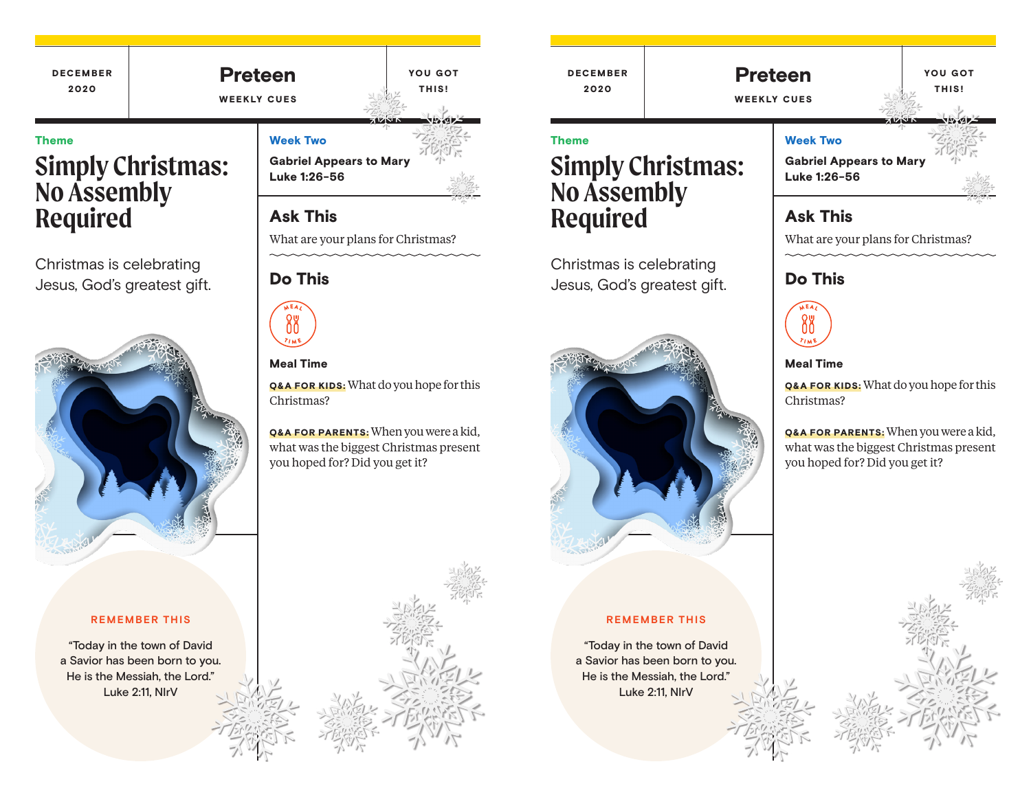DECEMBER 2020

# Preteen

WEEKLY CUES

YOU GOT THIS!

**Theme**

## Simply Christmas: No Assembly Required

Christmas is celebrating Jesus, God's greatest gift.

**Week Two**

**Gabriel Appears to Mary**
**Luke 1:26-56**

### Ask This

What are your plans for Christmas?

### Do This

**Meal Time**

**Q&A FOR KIDS:** What do you hope for this Christmas?

**Q&A FOR PARENTS:** When you were a kid, what was the biggest Christmas present you hoped for? Did you get it?

**REMEMBER THIS**

"Today in the town of David a Savior has been born to you. He is the Messiah, the Lord."
Luke 2:11, NIrV

---

DECEMBER 2020

# Preteen

WEEKLY CUES

YOU GOT THIS!

**Theme**

## Simply Christmas: No Assembly Required

Christmas is celebrating Jesus, God's greatest gift.

**Week Two**

**Gabriel Appears to Mary**
**Luke 1:26-56**

### Ask This

What are your plans for Christmas?

### Do This

**Meal Time**

**Q&A FOR KIDS:** What do you hope for this Christmas?

**Q&A FOR PARENTS:** When you were a kid, what was the biggest Christmas present you hoped for? Did you get it?

**REMEMBER THIS**

"Today in the town of David a Savior has been born to you. He is the Messiah, the Lord."
Luke 2:11, NIrV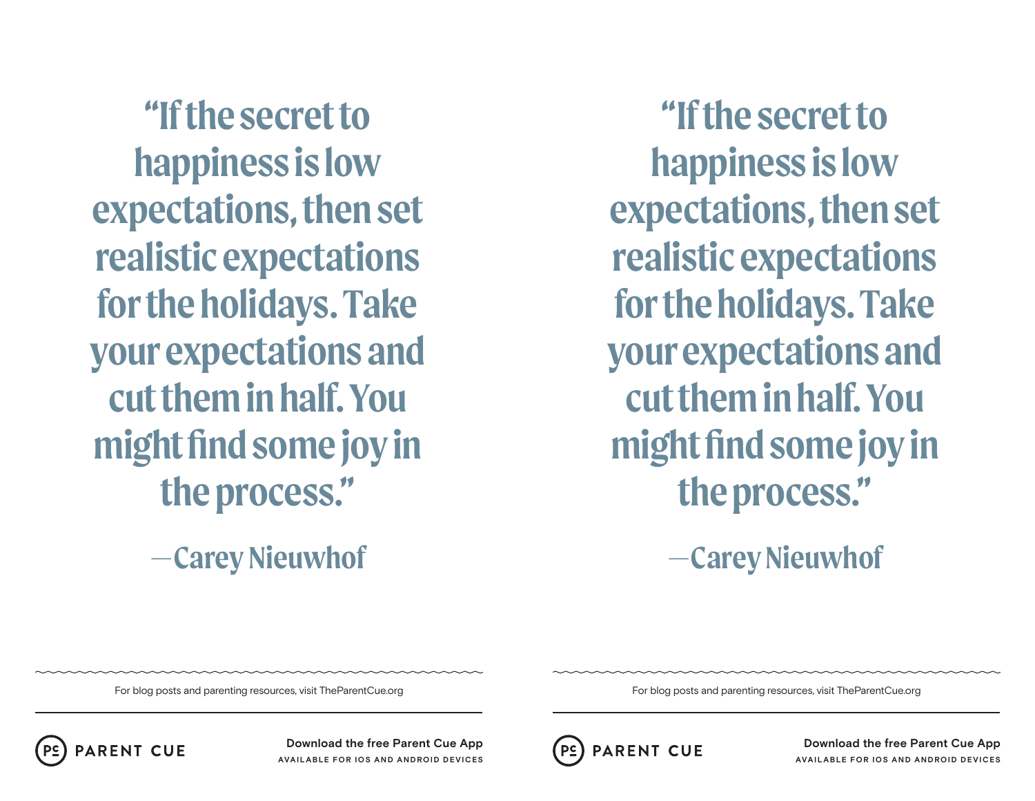“If the secret to happiness is low expectations, then set realistic expectations for the holidays. Take your expectations and cut them in half. You might find some joy in the process.”

—Carey Nieuwhof

For blog posts and parenting resources, visit TheParentCue.org

PARENT CUE

**Download the free Parent Cue App**
AVAILABLE FOR IOS AND ANDROID DEVICES

“If the secret to happiness is low expectations, then set realistic expectations for the holidays. Take your expectations and cut them in half. You might find some joy in the process.”

—Carey Nieuwhof

For blog posts and parenting resources, visit TheParentCue.org

PARENT CUE

**Download the free Parent Cue App**
AVAILABLE FOR IOS AND ANDROID DEVICES